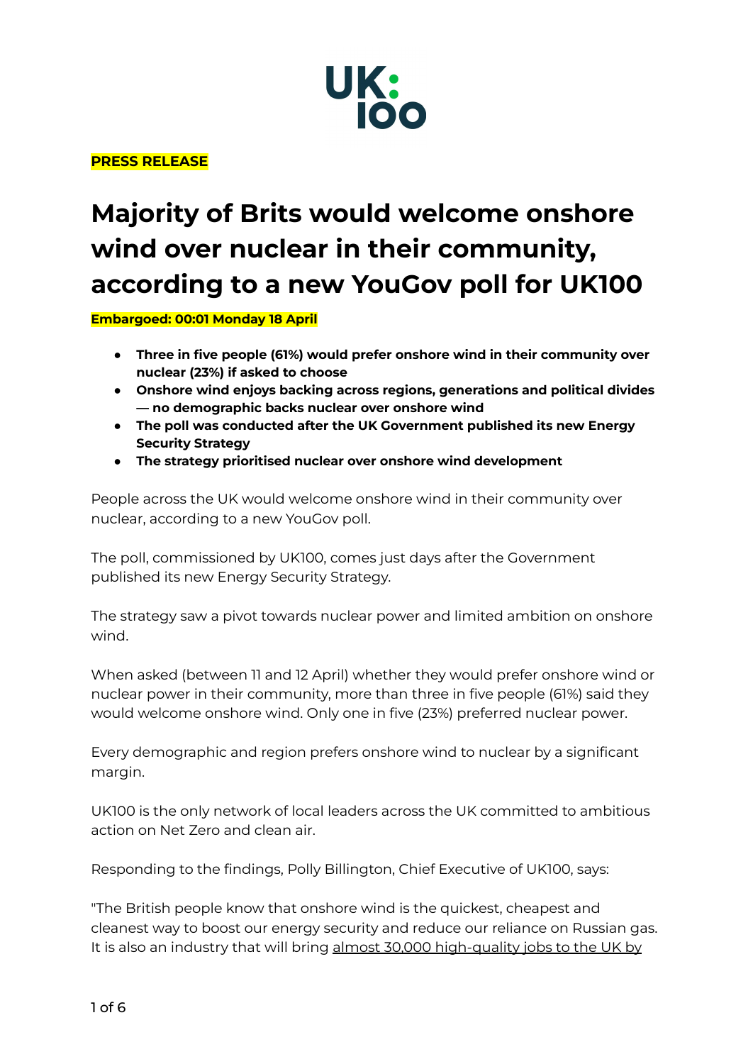UK:
100

**PRESS RELEASE**

# Majority of Brits would welcome onshore wind over nuclear in their community, according to a new YouGov poll for UK100

**Embargoed: 00:01 Monday 18 April**

- **Three in five people (61%) would prefer onshore wind in their community over nuclear (23%) if asked to choose**
- **Onshore wind enjoys backing across regions, generations and political divides — no demographic backs nuclear over onshore wind**
- **The poll was conducted after the UK Government published its new Energy Security Strategy**
- **The strategy prioritised nuclear over onshore wind development**

People across the UK would welcome onshore wind in their community over nuclear, according to a new YouGov poll.

The poll, commissioned by UK100, comes just days after the Government published its new Energy Security Strategy.

The strategy saw a pivot towards nuclear power and limited ambition on onshore wind.

When asked (between 11 and 12 April) whether they would prefer onshore wind or nuclear power in their community, more than three in five people (61%) said they would welcome onshore wind. Only one in five (23%) preferred nuclear power.

Every demographic and region prefers onshore wind to nuclear by a significant margin.

UK100 is the only network of local leaders across the UK committed to ambitious action on Net Zero and clean air.

Responding to the findings, Polly Billington, Chief Executive of UK100, says:

"The British people know that onshore wind is the quickest, cheapest and cleanest way to boost our energy security and reduce our reliance on Russian gas. It is also an industry that will bring almost 30,000 high-quality jobs to the UK by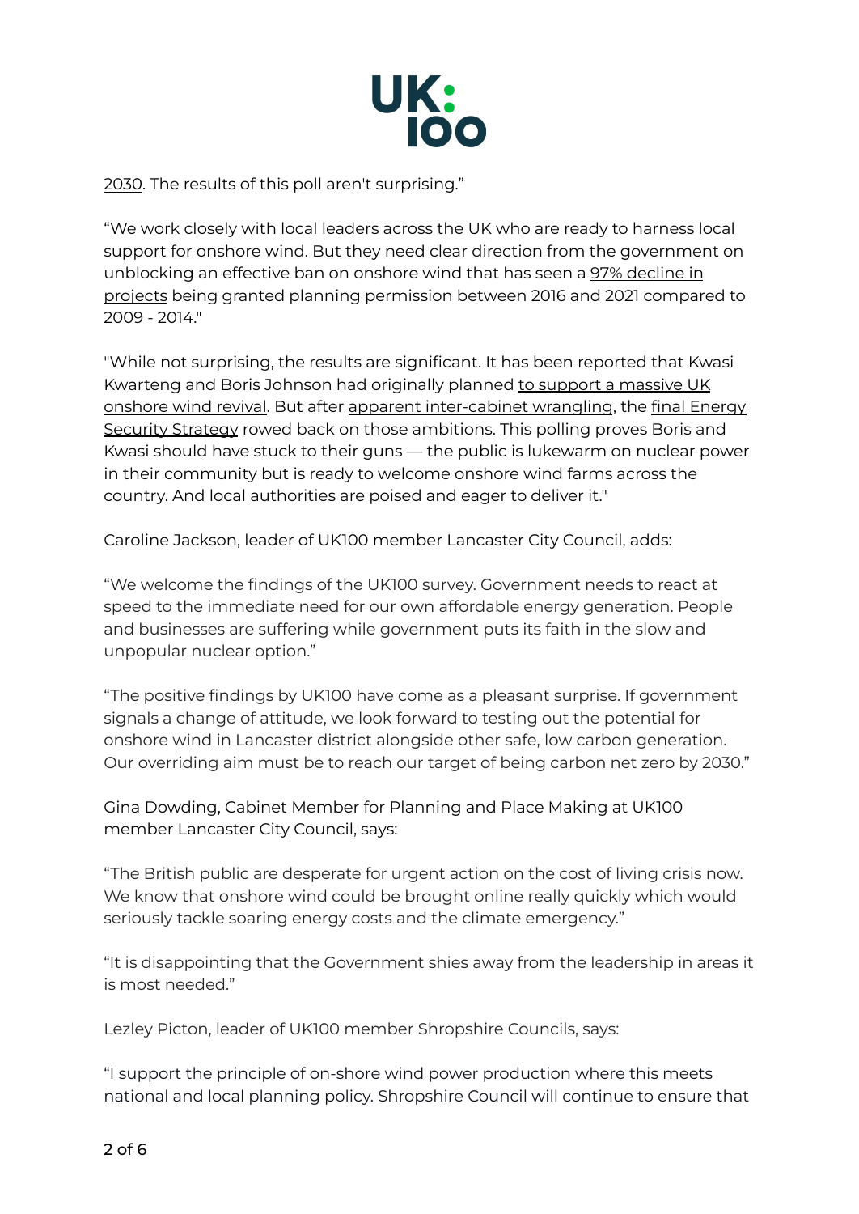2030. The results of this poll aren't surprising."

"We work closely with local leaders across the UK who are ready to harness local support for onshore wind. But they need clear direction from the government on unblocking an effective ban on onshore wind that has seen a 97% decline in projects being granted planning permission between 2016 and 2021 compared to 2009 - 2014."

"While not surprising, the results are significant. It has been reported that Kwasi Kwarteng and Boris Johnson had originally planned to support a massive UK onshore wind revival. But after apparent inter-cabinet wrangling, the final Energy Security Strategy rowed back on those ambitions. This polling proves Boris and Kwasi should have stuck to their guns — the public is lukewarm on nuclear power in their community but is ready to welcome onshore wind farms across the country. And local authorities are poised and eager to deliver it."

Caroline Jackson, leader of UK100 member Lancaster City Council, adds:

"We welcome the findings of the UK100 survey. Government needs to react at speed to the immediate need for our own affordable energy generation. People and businesses are suffering while government puts its faith in the slow and unpopular nuclear option."

"The positive findings by UK100 have come as a pleasant surprise. If government signals a change of attitude, we look forward to testing out the potential for onshore wind in Lancaster district alongside other safe, low carbon generation. Our overriding aim must be to reach our target of being carbon net zero by 2030."

Gina Dowding, Cabinet Member for Planning and Place Making at UK100 member Lancaster City Council, says:

"The British public are desperate for urgent action on the cost of living crisis now. We know that onshore wind could be brought online really quickly which would seriously tackle soaring energy costs and the climate emergency."

"It is disappointing that the Government shies away from the leadership in areas it is most needed."

Lezley Picton, leader of UK100 member Shropshire Councils, says:

"I support the principle of on-shore wind power production where this meets national and local planning policy. Shropshire Council will continue to ensure that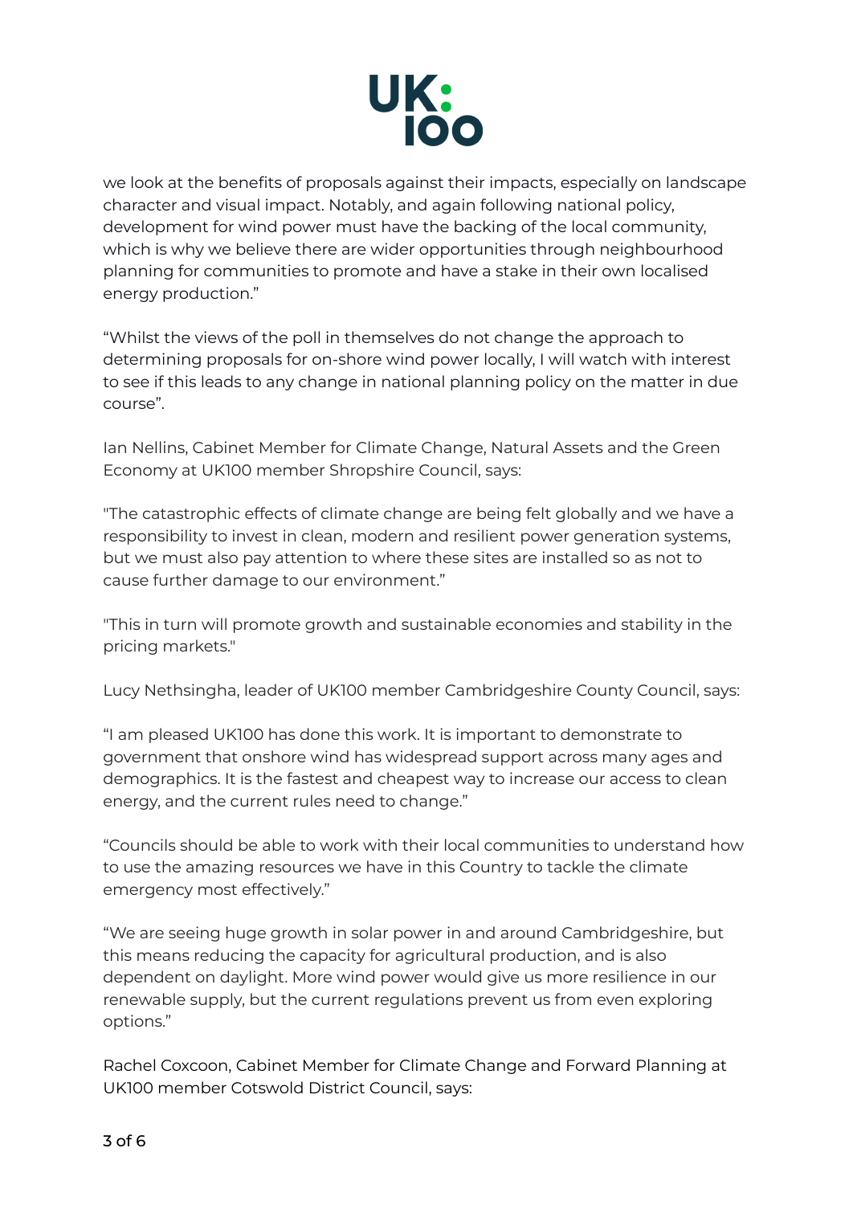we look at the benefits of proposals against their impacts, especially on landscape character and visual impact. Notably, and again following national policy, development for wind power must have the backing of the local community, which is why we believe there are wider opportunities through neighbourhood planning for communities to promote and have a stake in their own localised energy production."

"Whilst the views of the poll in themselves do not change the approach to determining proposals for on-shore wind power locally, I will watch with interest to see if this leads to any change in national planning policy on the matter in due course".

Ian Nellins, Cabinet Member for Climate Change, Natural Assets and the Green Economy at UK100 member Shropshire Council, says:

"The catastrophic effects of climate change are being felt globally and we have a responsibility to invest in clean, modern and resilient power generation systems, but we must also pay attention to where these sites are installed so as not to cause further damage to our environment."

"This in turn will promote growth and sustainable economies and stability in the pricing markets."

Lucy Nethsingha, leader of UK100 member Cambridgeshire County Council, says:

"I am pleased UK100 has done this work. It is important to demonstrate to government that onshore wind has widespread support across many ages and demographics. It is the fastest and cheapest way to increase our access to clean energy, and the current rules need to change."

"Councils should be able to work with their local communities to understand how to use the amazing resources we have in this Country to tackle the climate emergency most effectively."

"We are seeing huge growth in solar power in and around Cambridgeshire, but this means reducing the capacity for agricultural production, and is also dependent on daylight. More wind power would give us more resilience in our renewable supply, but the current regulations prevent us from even exploring options."

Rachel Coxcoon, Cabinet Member for Climate Change and Forward Planning at UK100 member Cotswold District Council, says: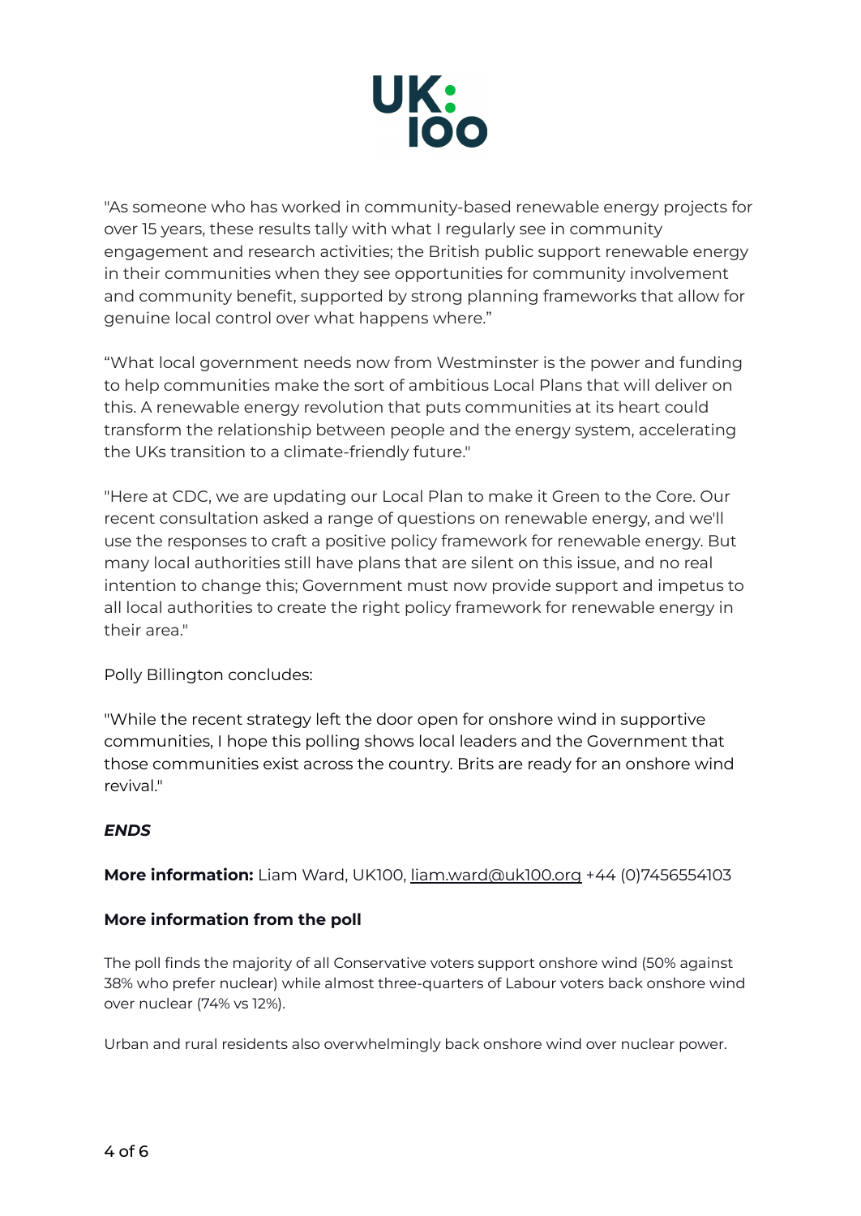"As someone who has worked in community-based renewable energy projects for over 15 years, these results tally with what I regularly see in community engagement and research activities; the British public support renewable energy in their communities when they see opportunities for community involvement and community benefit, supported by strong planning frameworks that allow for genuine local control over what happens where."

"What local government needs now from Westminster is the power and funding to help communities make the sort of ambitious Local Plans that will deliver on this. A renewable energy revolution that puts communities at its heart could transform the relationship between people and the energy system, accelerating the UKs transition to a climate-friendly future."

"Here at CDC, we are updating our Local Plan to make it Green to the Core. Our recent consultation asked a range of questions on renewable energy, and we'll use the responses to craft a positive policy framework for renewable energy. But many local authorities still have plans that are silent on this issue, and no real intention to change this; Government must now provide support and impetus to all local authorities to create the right policy framework for renewable energy in their area."

Polly Billington concludes:

"While the recent strategy left the door open for onshore wind in supportive communities, I hope this polling shows local leaders and the Government that those communities exist across the country. Brits are ready for an onshore wind revival."

***ENDS***

**More information:** Liam Ward, UK100, liam.ward@uk100.org +44 (0)7456554103

**More information from the poll**

The poll finds the majority of all Conservative voters support onshore wind (50% against 38% who prefer nuclear) while almost three-quarters of Labour voters back onshore wind over nuclear (74% vs 12%).

Urban and rural residents also overwhelmingly back onshore wind over nuclear power.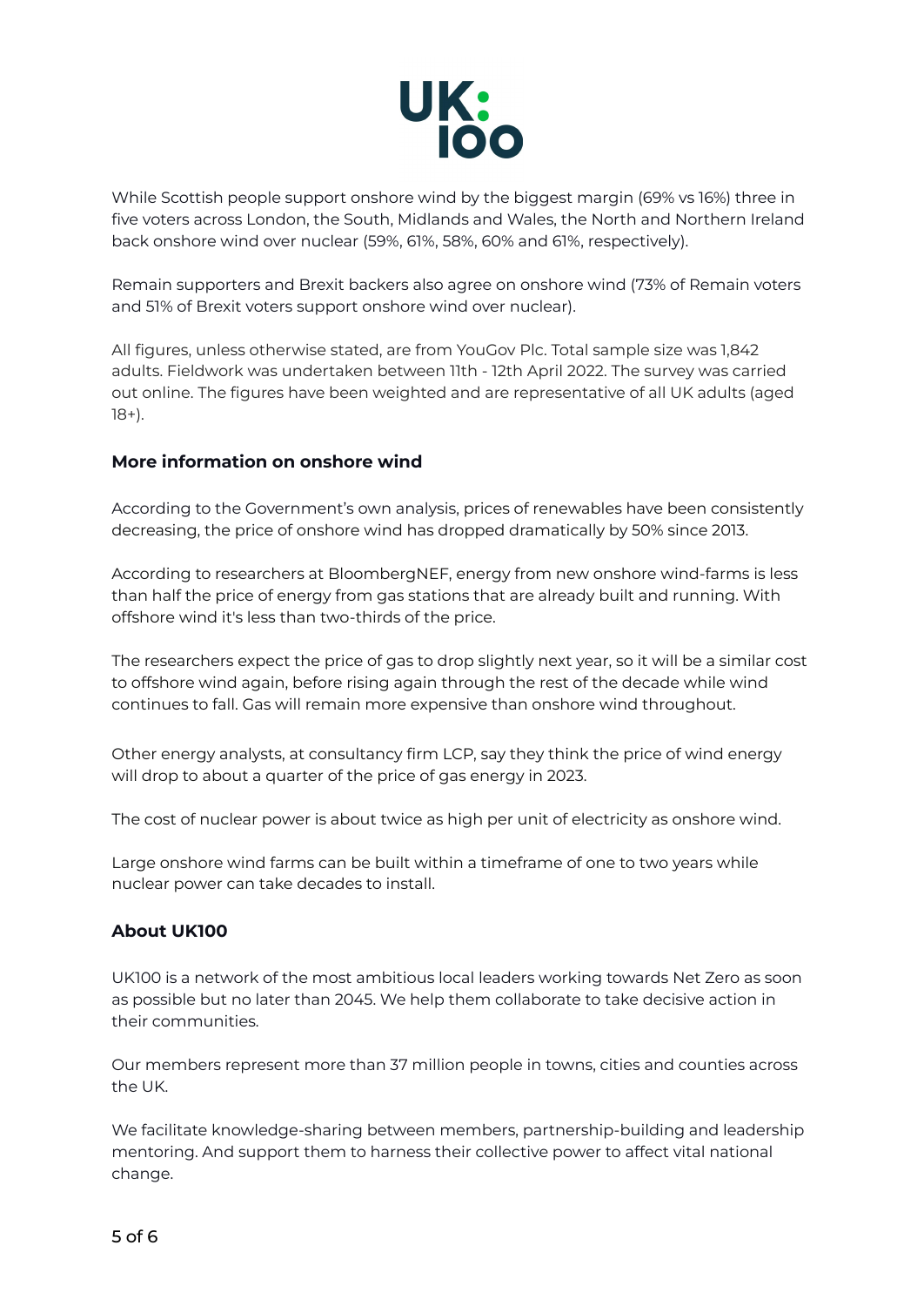While Scottish people support onshore wind by the biggest margin (69% vs 16%) three in five voters across London, the South, Midlands and Wales, the North and Northern Ireland back onshore wind over nuclear (59%, 61%, 58%, 60% and 61%, respectively).

Remain supporters and Brexit backers also agree on onshore wind (73% of Remain voters and 51% of Brexit voters support onshore wind over nuclear).

All figures, unless otherwise stated, are from YouGov Plc. Total sample size was 1,842 adults. Fieldwork was undertaken between 11th - 12th April 2022. The survey was carried out online. The figures have been weighted and are representative of all UK adults (aged 18+).

## More information on onshore wind

According to the Government's own analysis, prices of renewables have been consistently decreasing, the price of onshore wind has dropped dramatically by 50% since 2013.

According to researchers at BloombergNEF, energy from new onshore wind-farms is less than half the price of energy from gas stations that are already built and running. With offshore wind it's less than two-thirds of the price.

The researchers expect the price of gas to drop slightly next year, so it will be a similar cost to offshore wind again, before rising again through the rest of the decade while wind continues to fall. Gas will remain more expensive than onshore wind throughout.

Other energy analysts, at consultancy firm LCP, say they think the price of wind energy will drop to about a quarter of the price of gas energy in 2023.

The cost of nuclear power is about twice as high per unit of electricity as onshore wind.

Large onshore wind farms can be built within a timeframe of one to two years while nuclear power can take decades to install.

## About UK100

UK100 is a network of the most ambitious local leaders working towards Net Zero as soon as possible but no later than 2045. We help them collaborate to take decisive action in their communities.

Our members represent more than 37 million people in towns, cities and counties across the UK.

We facilitate knowledge-sharing between members, partnership-building and leadership mentoring. And support them to harness their collective power to affect vital national change.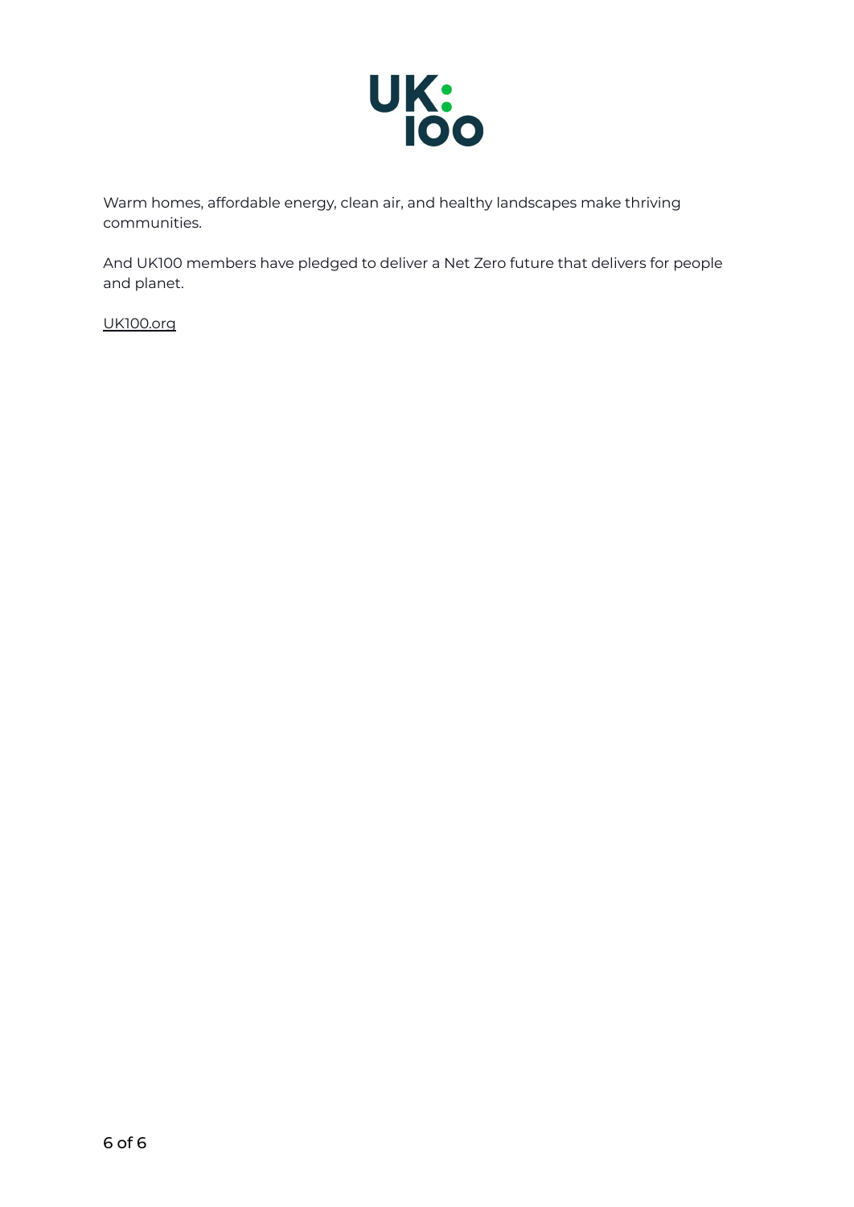Warm homes, affordable energy, clean air, and healthy landscapes make thriving communities.

And UK100 members have pledged to deliver a Net Zero future that delivers for people and planet.

UK100.org